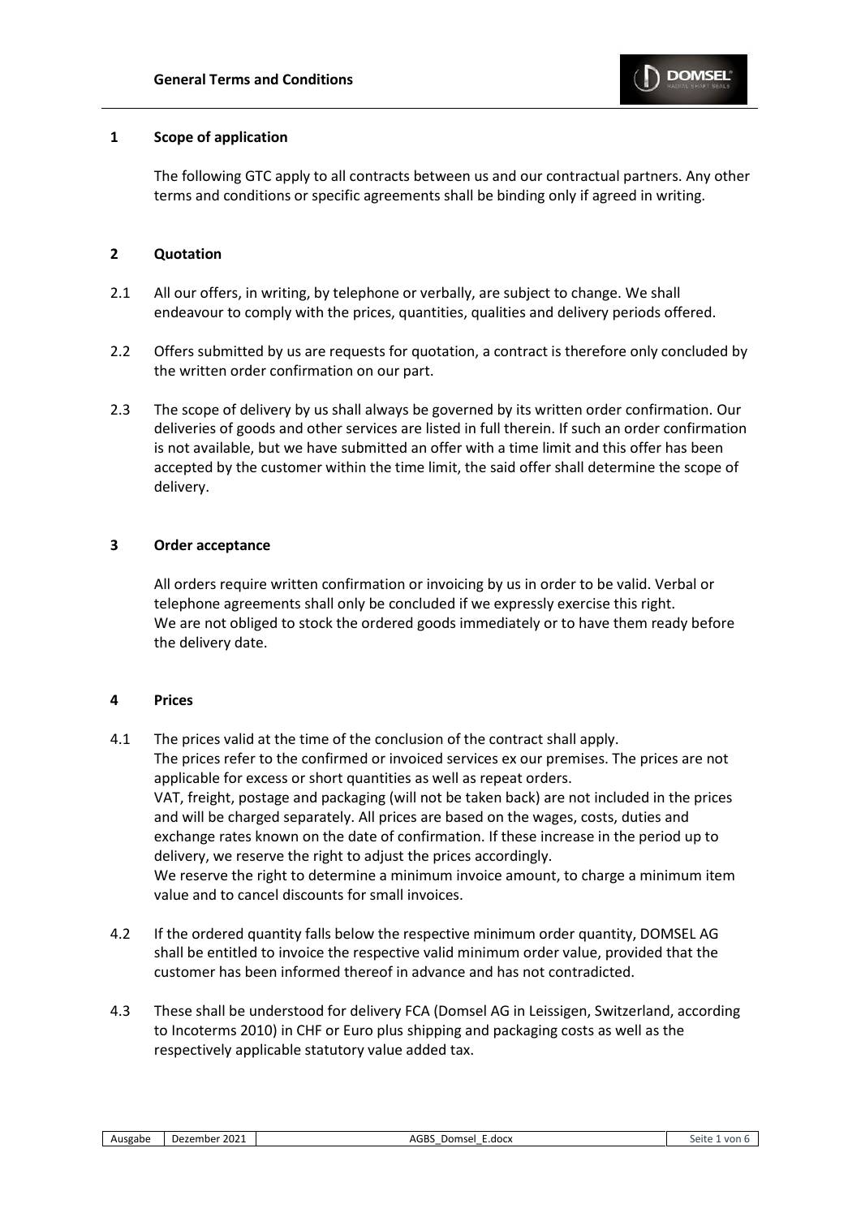# General Terms and Conditions

## 1 Scope of application

The following GTC apply to all contracts between us and our contractual partners. Any other terms and conditions or specific agreements shall be binding only if agreed in writing.

## 2 Quotation

2.1 All our offers, in writing, by telephone or verbally, are subject to change. We shall endeavour to comply with the prices, quantities, qualities and delivery periods offered.

2.2 Offers submitted by us are requests for quotation, a contract is therefore only concluded by the written order confirmation on our part.

2.3 The scope of delivery by us shall always be governed by its written order confirmation. Our deliveries of goods and other services are listed in full therein. If such an order confirmation is not available, but we have submitted an offer with a time limit and this offer has been accepted by the customer within the time limit, the said offer shall determine the scope of delivery.

## 3 Order acceptance

All orders require written confirmation or invoicing by us in order to be valid. Verbal or telephone agreements shall only be concluded if we expressly exercise this right.
We are not obliged to stock the ordered goods immediately or to have them ready before the delivery date.

## 4 Prices

4.1 The prices valid at the time of the conclusion of the contract shall apply.
The prices refer to the confirmed or invoiced services ex our premises. The prices are not applicable for excess or short quantities as well as repeat orders.
VAT, freight, postage and packaging (will not be taken back) are not included in the prices and will be charged separately. All prices are based on the wages, costs, duties and exchange rates known on the date of confirmation. If these increase in the period up to delivery, we reserve the right to adjust the prices accordingly.
We reserve the right to determine a minimum invoice amount, to charge a minimum item value and to cancel discounts for small invoices.

4.2 If the ordered quantity falls below the respective minimum order quantity, DOMSEL AG shall be entitled to invoice the respective valid minimum order value, provided that the customer has been informed thereof in advance and has not contradicted.

4.3 These shall be understood for delivery FCA (Domsel AG in Leissigen, Switzerland, according to Incoterms 2010) in CHF or Euro plus shipping and packaging costs as well as the respectively applicable statutory value added tax.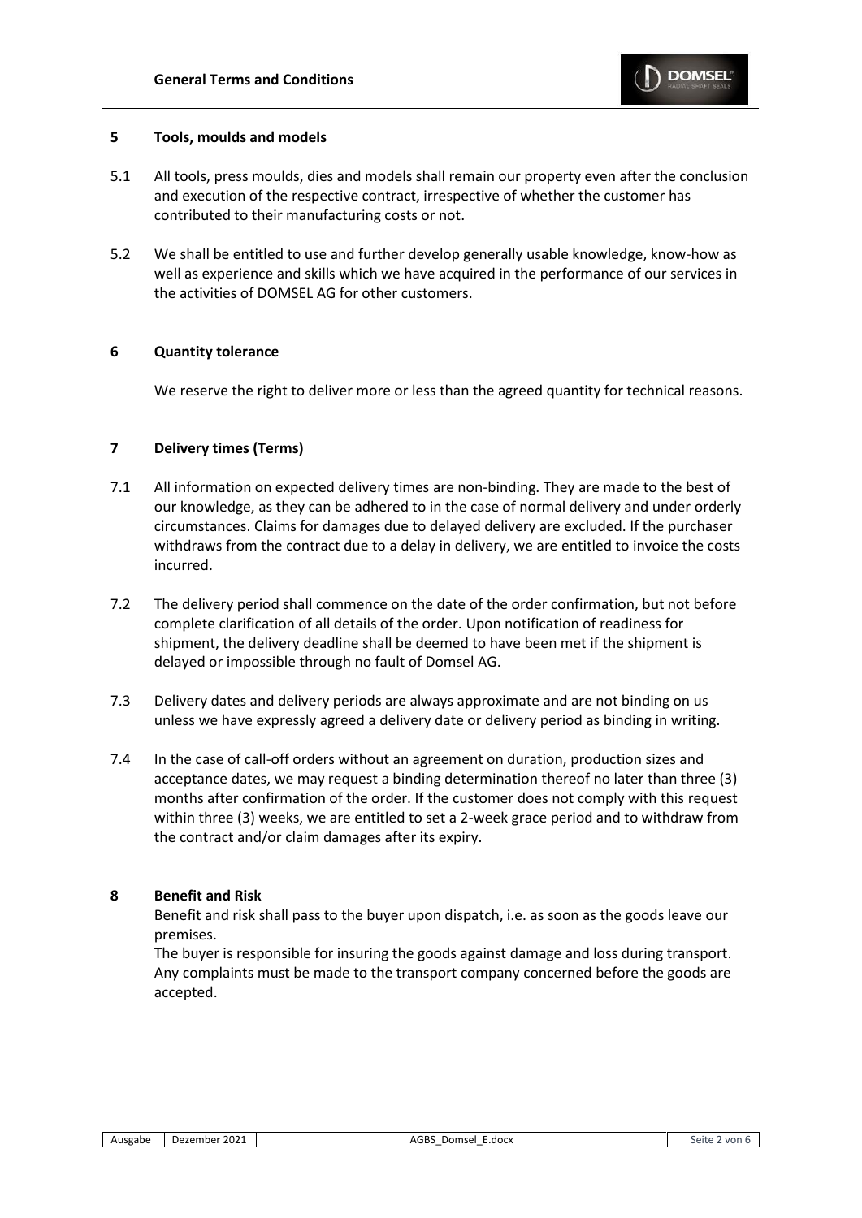## 5 Tools, moulds and models

5.1 All tools, press moulds, dies and models shall remain our property even after the conclusion and execution of the respective contract, irrespective of whether the customer has contributed to their manufacturing costs or not.

5.2 We shall be entitled to use and further develop generally usable knowledge, know-how as well as experience and skills which we have acquired in the performance of our services in the activities of DOMSEL AG for other customers.

## 6 Quantity tolerance

We reserve the right to deliver more or less than the agreed quantity for technical reasons.

## 7 Delivery times (Terms)

7.1 All information on expected delivery times are non-binding. They are made to the best of our knowledge, as they can be adhered to in the case of normal delivery and under orderly circumstances. Claims for damages due to delayed delivery are excluded. If the purchaser withdraws from the contract due to a delay in delivery, we are entitled to invoice the costs incurred.

7.2 The delivery period shall commence on the date of the order confirmation, but not before complete clarification of all details of the order. Upon notification of readiness for shipment, the delivery deadline shall be deemed to have been met if the shipment is delayed or impossible through no fault of Domsel AG.

7.3 Delivery dates and delivery periods are always approximate and are not binding on us unless we have expressly agreed a delivery date or delivery period as binding in writing.

7.4 In the case of call-off orders without an agreement on duration, production sizes and acceptance dates, we may request a binding determination thereof no later than three (3) months after confirmation of the order. If the customer does not comply with this request within three (3) weeks, we are entitled to set a 2-week grace period and to withdraw from the contract and/or claim damages after its expiry.

## 8 Benefit and Risk

Benefit and risk shall pass to the buyer upon dispatch, i.e. as soon as the goods leave our premises.
The buyer is responsible for insuring the goods against damage and loss during transport. Any complaints must be made to the transport company concerned before the goods are accepted.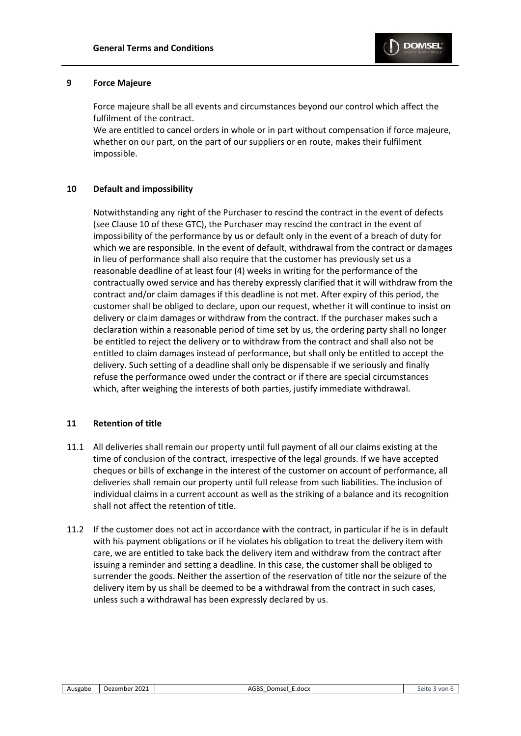## 9 Force Majeure

Force majeure shall be all events and circumstances beyond our control which affect the fulfilment of the contract.
We are entitled to cancel orders in whole or in part without compensation if force majeure, whether on our part, on the part of our suppliers or en route, makes their fulfilment impossible.

## 10 Default and impossibility

Notwithstanding any right of the Purchaser to rescind the contract in the event of defects (see Clause 10 of these GTC), the Purchaser may rescind the contract in the event of impossibility of the performance by us or default only in the event of a breach of duty for which we are responsible. In the event of default, withdrawal from the contract or damages in lieu of performance shall also require that the customer has previously set us a reasonable deadline of at least four (4) weeks in writing for the performance of the contractually owed service and has thereby expressly clarified that it will withdraw from the contract and/or claim damages if this deadline is not met. After expiry of this period, the customer shall be obliged to declare, upon our request, whether it will continue to insist on delivery or claim damages or withdraw from the contract. If the purchaser makes such a declaration within a reasonable period of time set by us, the ordering party shall no longer be entitled to reject the delivery or to withdraw from the contract and shall also not be entitled to claim damages instead of performance, but shall only be entitled to accept the delivery. Such setting of a deadline shall only be dispensable if we seriously and finally refuse the performance owed under the contract or if there are special circumstances which, after weighing the interests of both parties, justify immediate withdrawal.

## 11 Retention of title

11.1 All deliveries shall remain our property until full payment of all our claims existing at the time of conclusion of the contract, irrespective of the legal grounds. If we have accepted cheques or bills of exchange in the interest of the customer on account of performance, all deliveries shall remain our property until full release from such liabilities. The inclusion of individual claims in a current account as well as the striking of a balance and its recognition shall not affect the retention of title.

11.2 If the customer does not act in accordance with the contract, in particular if he is in default with his payment obligations or if he violates his obligation to treat the delivery item with care, we are entitled to take back the delivery item and withdraw from the contract after issuing a reminder and setting a deadline. In this case, the customer shall be obliged to surrender the goods. Neither the assertion of the reservation of title nor the seizure of the delivery item by us shall be deemed to be a withdrawal from the contract in such cases, unless such a withdrawal has been expressly declared by us.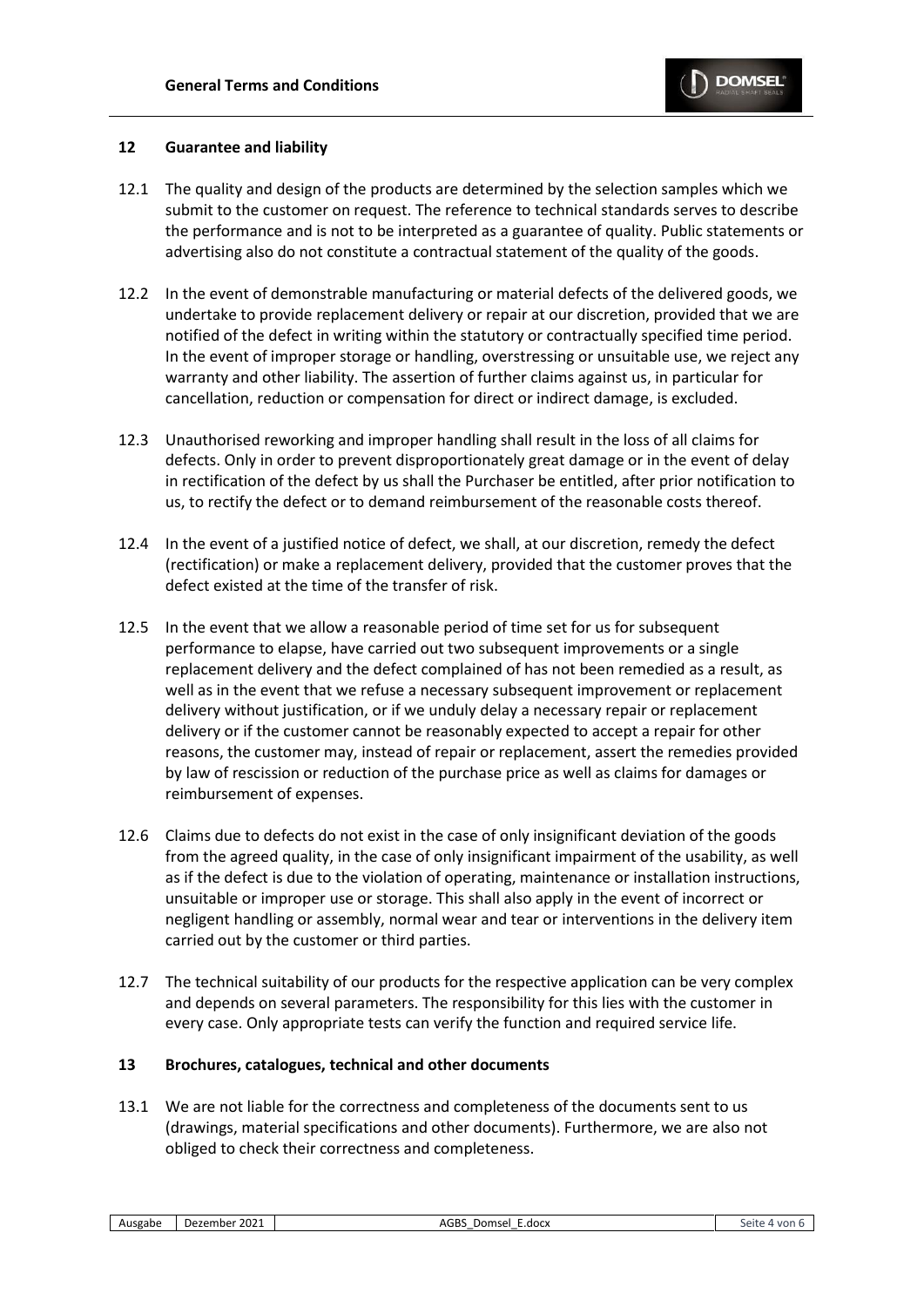## 12 Guarantee and liability

12.1 The quality and design of the products are determined by the selection samples which we submit to the customer on request. The reference to technical standards serves to describe the performance and is not to be interpreted as a guarantee of quality. Public statements or advertising also do not constitute a contractual statement of the quality of the goods.

12.2 In the event of demonstrable manufacturing or material defects of the delivered goods, we undertake to provide replacement delivery or repair at our discretion, provided that we are notified of the defect in writing within the statutory or contractually specified time period. In the event of improper storage or handling, overstressing or unsuitable use, we reject any warranty and other liability. The assertion of further claims against us, in particular for cancellation, reduction or compensation for direct or indirect damage, is excluded.

12.3 Unauthorised reworking and improper handling shall result in the loss of all claims for defects. Only in order to prevent disproportionately great damage or in the event of delay in rectification of the defect by us shall the Purchaser be entitled, after prior notification to us, to rectify the defect or to demand reimbursement of the reasonable costs thereof.

12.4 In the event of a justified notice of defect, we shall, at our discretion, remedy the defect (rectification) or make a replacement delivery, provided that the customer proves that the defect existed at the time of the transfer of risk.

12.5 In the event that we allow a reasonable period of time set for us for subsequent performance to elapse, have carried out two subsequent improvements or a single replacement delivery and the defect complained of has not been remedied as a result, as well as in the event that we refuse a necessary subsequent improvement or replacement delivery without justification, or if we unduly delay a necessary repair or replacement delivery or if the customer cannot be reasonably expected to accept a repair for other reasons, the customer may, instead of repair or replacement, assert the remedies provided by law of rescission or reduction of the purchase price as well as claims for damages or reimbursement of expenses.

12.6 Claims due to defects do not exist in the case of only insignificant deviation of the goods from the agreed quality, in the case of only insignificant impairment of the usability, as well as if the defect is due to the violation of operating, maintenance or installation instructions, unsuitable or improper use or storage. This shall also apply in the event of incorrect or negligent handling or assembly, normal wear and tear or interventions in the delivery item carried out by the customer or third parties.

12.7 The technical suitability of our products for the respective application can be very complex and depends on several parameters. The responsibility for this lies with the customer in every case. Only appropriate tests can verify the function and required service life.

## 13 Brochures, catalogues, technical and other documents

13.1 We are not liable for the correctness and completeness of the documents sent to us (drawings, material specifications and other documents). Furthermore, we are also not obliged to check their correctness and completeness.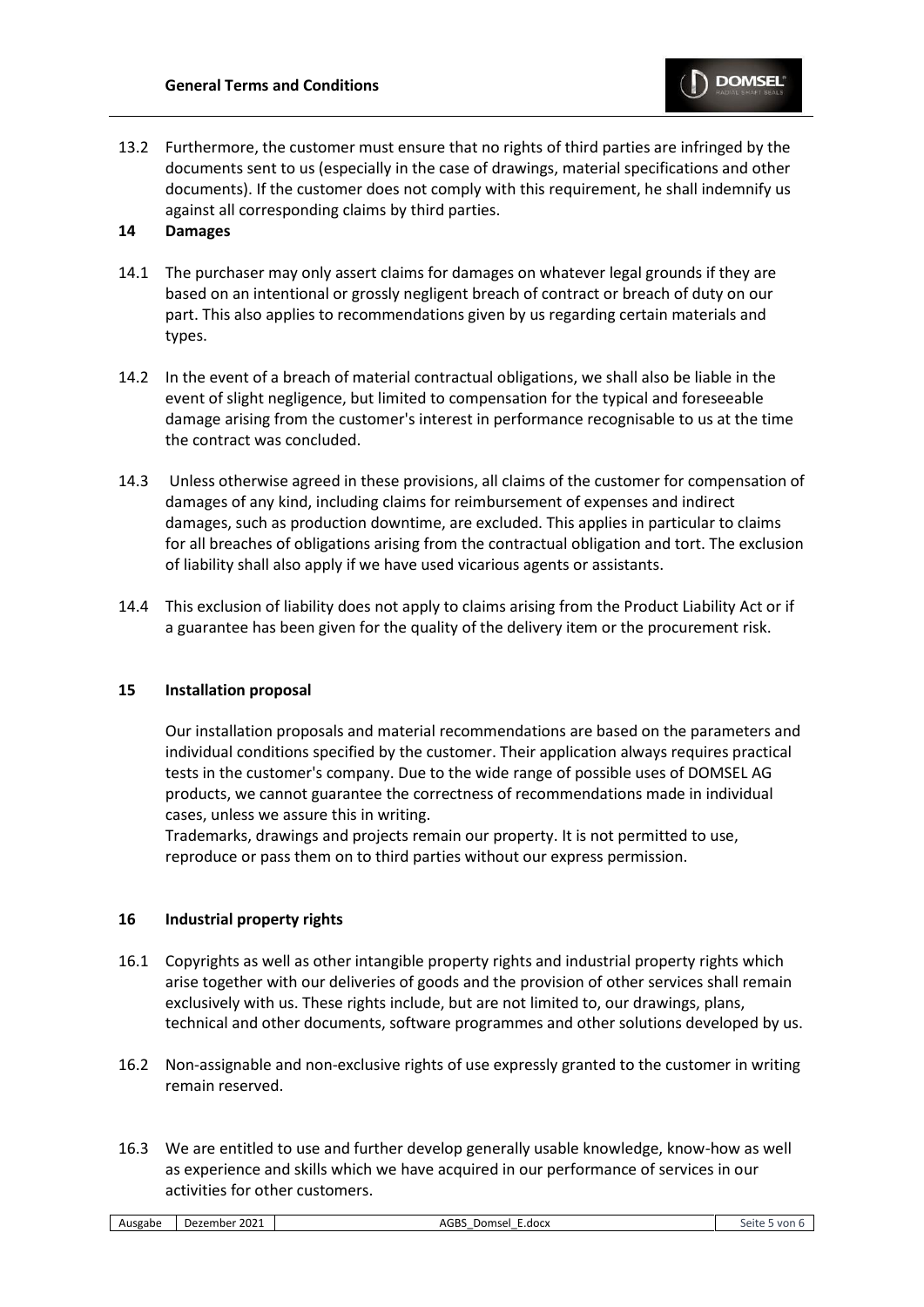13.2 Furthermore, the customer must ensure that no rights of third parties are infringed by the documents sent to us (especially in the case of drawings, material specifications and other documents). If the customer does not comply with this requirement, he shall indemnify us against all corresponding claims by third parties.

## 14 Damages

14.1 The purchaser may only assert claims for damages on whatever legal grounds if they are based on an intentional or grossly negligent breach of contract or breach of duty on our part. This also applies to recommendations given by us regarding certain materials and types.

14.2 In the event of a breach of material contractual obligations, we shall also be liable in the event of slight negligence, but limited to compensation for the typical and foreseeable damage arising from the customer's interest in performance recognisable to us at the time the contract was concluded.

14.3 Unless otherwise agreed in these provisions, all claims of the customer for compensation of damages of any kind, including claims for reimbursement of expenses and indirect damages, such as production downtime, are excluded. This applies in particular to claims for all breaches of obligations arising from the contractual obligation and tort. The exclusion of liability shall also apply if we have used vicarious agents or assistants.

14.4 This exclusion of liability does not apply to claims arising from the Product Liability Act or if a guarantee has been given for the quality of the delivery item or the procurement risk.

## 15 Installation proposal

Our installation proposals and material recommendations are based on the parameters and individual conditions specified by the customer. Their application always requires practical tests in the customer's company. Due to the wide range of possible uses of DOMSEL AG products, we cannot guarantee the correctness of recommendations made in individual cases, unless we assure this in writing.

Trademarks, drawings and projects remain our property. It is not permitted to use, reproduce or pass them on to third parties without our express permission.

## 16 Industrial property rights

16.1 Copyrights as well as other intangible property rights and industrial property rights which arise together with our deliveries of goods and the provision of other services shall remain exclusively with us. These rights include, but are not limited to, our drawings, plans, technical and other documents, software programmes and other solutions developed by us.

16.2 Non-assignable and non-exclusive rights of use expressly granted to the customer in writing remain reserved.

16.3 We are entitled to use and further develop generally usable knowledge, know-how as well as experience and skills which we have acquired in our performance of services in our activities for other customers.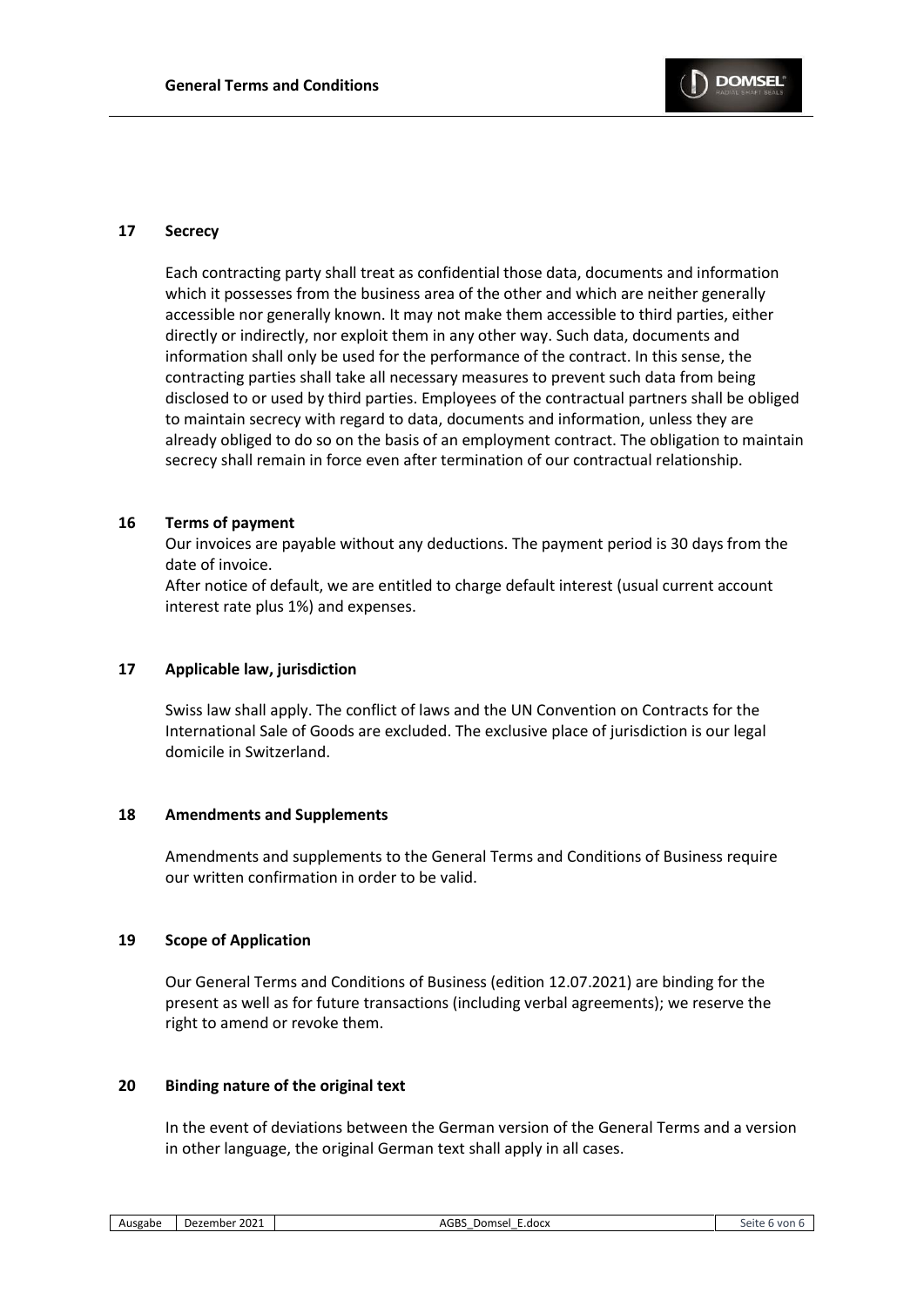## 17 Secrecy

Each contracting party shall treat as confidential those data, documents and information which it possesses from the business area of the other and which are neither generally accessible nor generally known. It may not make them accessible to third parties, either directly or indirectly, nor exploit them in any other way. Such data, documents and information shall only be used for the performance of the contract. In this sense, the contracting parties shall take all necessary measures to prevent such data from being disclosed to or used by third parties. Employees of the contractual partners shall be obliged to maintain secrecy with regard to data, documents and information, unless they are already obliged to do so on the basis of an employment contract. The obligation to maintain secrecy shall remain in force even after termination of our contractual relationship.

## 16 Terms of payment

Our invoices are payable without any deductions. The payment period is 30 days from the date of invoice.
After notice of default, we are entitled to charge default interest (usual current account interest rate plus 1%) and expenses.

## 17 Applicable law, jurisdiction

Swiss law shall apply. The conflict of laws and the UN Convention on Contracts for the International Sale of Goods are excluded. The exclusive place of jurisdiction is our legal domicile in Switzerland.

## 18 Amendments and Supplements

Amendments and supplements to the General Terms and Conditions of Business require our written confirmation in order to be valid.

## 19 Scope of Application

Our General Terms and Conditions of Business (edition 12.07.2021) are binding for the present as well as for future transactions (including verbal agreements); we reserve the right to amend or revoke them.

## 20 Binding nature of the original text

In the event of deviations between the German version of the General Terms and a version in other language, the original German text shall apply in all cases.